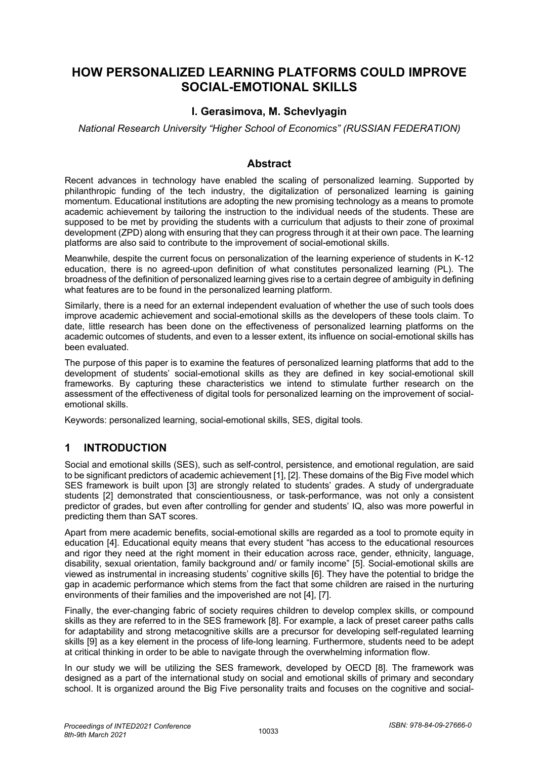# HOW PERSONALIZED LEARNING PLATFORMS COULD IMPROVE SOCIAL-EMOTIONAL SKILLS

**I. Gerasimova, M. Schevlyagin**

*National Research University "Higher School of Economics" (RUSSIAN FEDERATION)*

## Abstract

Recent advances in technology have enabled the scaling of personalized learning. Supported by philanthropic funding of the tech industry, the digitalization of personalized learning is gaining momentum. Educational institutions are adopting the new promising technology as a means to promote academic achievement by tailoring the instruction to the individual needs of the students. These are supposed to be met by providing the students with a curriculum that adjusts to their zone of proximal development (ZPD) along with ensuring that they can progress through it at their own pace. The learning platforms are also said to contribute to the improvement of social-emotional skills.

Meanwhile, despite the current focus on personalization of the learning experience of students in K-12 education, there is no agreed-upon definition of what constitutes personalized learning (PL). The broadness of the definition of personalized learning gives rise to a certain degree of ambiguity in defining what features are to be found in the personalized learning platform.

Similarly, there is a need for an external independent evaluation of whether the use of such tools does improve academic achievement and social-emotional skills as the developers of these tools claim. To date, little research has been done on the effectiveness of personalized learning platforms on the academic outcomes of students, and even to a lesser extent, its influence on social-emotional skills has been evaluated.

The purpose of this paper is to examine the features of personalized learning platforms that add to the development of students' social-emotional skills as they are defined in key social-emotional skill frameworks. By capturing these characteristics we intend to stimulate further research on the assessment of the effectiveness of digital tools for personalized learning on the improvement of social-emotional skills.

Keywords: personalized learning, social-emotional skills, SES, digital tools.

## 1 INTRODUCTION

Social and emotional skills (SES), such as self-control, persistence, and emotional regulation, are said to be significant predictors of academic achievement [1], [2]. These domains of the Big Five model which SES framework is built upon [3] are strongly related to students' grades. A study of undergraduate students [2] demonstrated that conscientiousness, or task-performance, was not only a consistent predictor of grades, but even after controlling for gender and students' IQ, also was more powerful in predicting them than SAT scores.

Apart from mere academic benefits, social-emotional skills are regarded as a tool to promote equity in education [4]. Educational equity means that every student "has access to the educational resources and rigor they need at the right moment in their education across race, gender, ethnicity, language, disability, sexual orientation, family background and/ or family income" [5]. Social-emotional skills are viewed as instrumental in increasing students' cognitive skills [6]. They have the potential to bridge the gap in academic performance which stems from the fact that some children are raised in the nurturing environments of their families and the impoverished are not [4], [7].

Finally, the ever-changing fabric of society requires children to develop complex skills, or compound skills as they are referred to in the SES framework [8]. For example, a lack of preset career paths calls for adaptability and strong metacognitive skills are a precursor for developing self-regulated learning skills [9] as a key element in the process of life-long learning. Furthermore, students need to be adept at critical thinking in order to be able to navigate through the overwhelming information flow.

In our study we will be utilizing the SES framework, developed by OECD [8]. The framework was designed as a part of the international study on social and emotional skills of primary and secondary school. It is organized around the Big Five personality traits and focuses on the cognitive and social-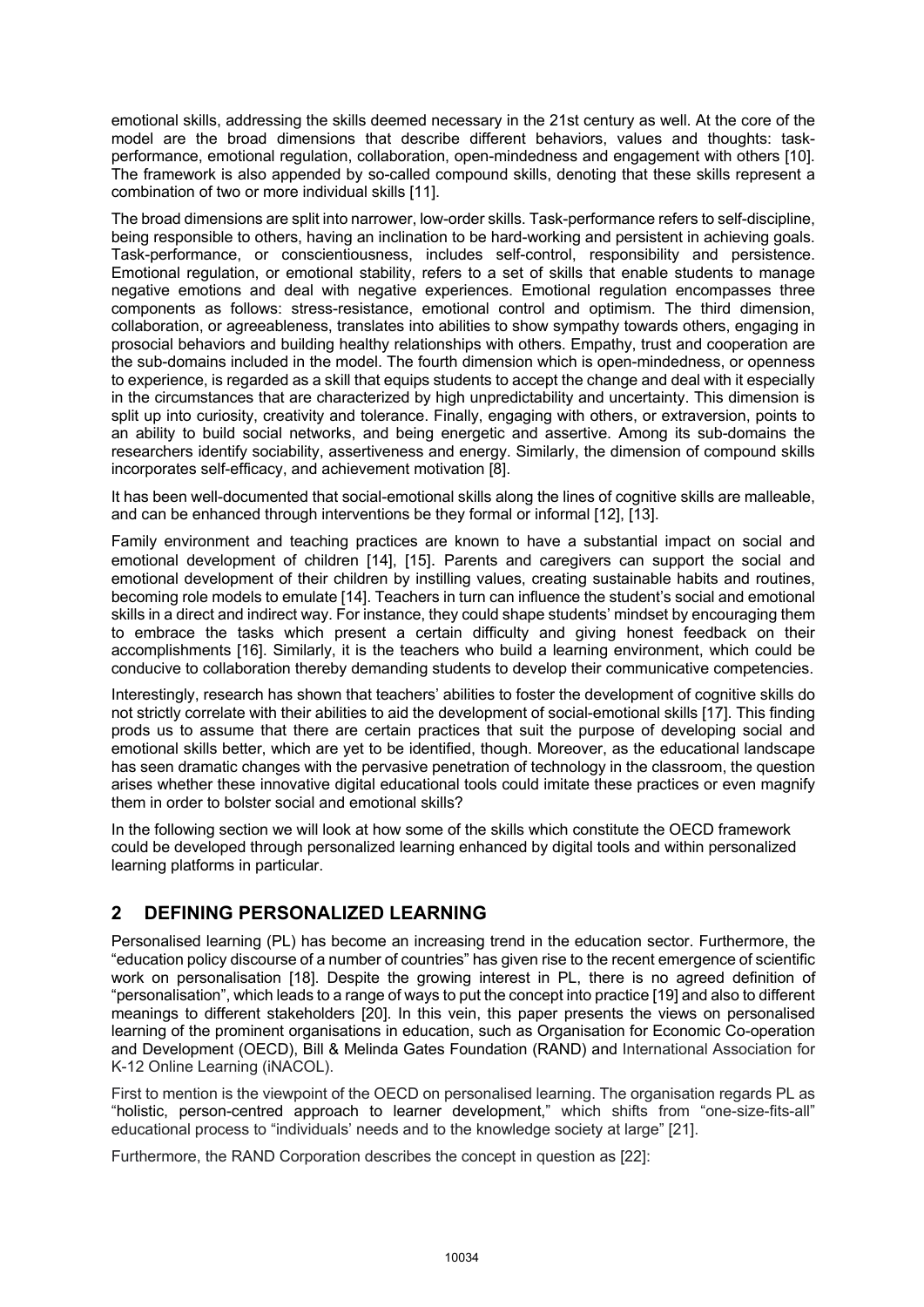emotional skills, addressing the skills deemed necessary in the 21st century as well. At the core of the model are the broad dimensions that describe different behaviors, values and thoughts: task-performance, emotional regulation, collaboration, open-mindedness and engagement with others [10]. The framework is also appended by so-called compound skills, denoting that these skills represent a combination of two or more individual skills [11].

The broad dimensions are split into narrower, low-order skills. Task-performance refers to self-discipline, being responsible to others, having an inclination to be hard-working and persistent in achieving goals. Task-performance, or conscientiousness, includes self-control, responsibility and persistence. Emotional regulation, or emotional stability, refers to a set of skills that enable students to manage negative emotions and deal with negative experiences. Emotional regulation encompasses three components as follows: stress-resistance, emotional control and optimism. The third dimension, collaboration, or agreeableness, translates into abilities to show sympathy towards others, engaging in prosocial behaviors and building healthy relationships with others. Empathy, trust and cooperation are the sub-domains included in the model. The fourth dimension which is open-mindedness, or openness to experience, is regarded as a skill that equips students to accept the change and deal with it especially in the circumstances that are characterized by high unpredictability and uncertainty. This dimension is split up into curiosity, creativity and tolerance. Finally, engaging with others, or extraversion, points to an ability to build social networks, and being energetic and assertive. Among its sub-domains the researchers identify sociability, assertiveness and energy. Similarly, the dimension of compound skills incorporates self-efficacy, and achievement motivation [8].

It has been well-documented that social-emotional skills along the lines of cognitive skills are malleable, and can be enhanced through interventions be they formal or informal [12], [13].

Family environment and teaching practices are known to have a substantial impact on social and emotional development of children [14], [15]. Parents and caregivers can support the social and emotional development of their children by instilling values, creating sustainable habits and routines, becoming role models to emulate [14]. Teachers in turn can influence the student's social and emotional skills in a direct and indirect way. For instance, they could shape students' mindset by encouraging them to embrace the tasks which present a certain difficulty and giving honest feedback on their accomplishments [16]. Similarly, it is the teachers who build a learning environment, which could be conducive to collaboration thereby demanding students to develop their communicative competencies.

Interestingly, research has shown that teachers' abilities to foster the development of cognitive skills do not strictly correlate with their abilities to aid the development of social-emotional skills [17]. This finding prods us to assume that there are certain practices that suit the purpose of developing social and emotional skills better, which are yet to be identified, though. Moreover, as the educational landscape has seen dramatic changes with the pervasive penetration of technology in the classroom, the question arises whether these innovative digital educational tools could imitate these practices or even magnify them in order to bolster social and emotional skills?

In the following section we will look at how some of the skills which constitute the OECD framework could be developed through personalized learning enhanced by digital tools and within personalized learning platforms in particular.

## 2 DEFINING PERSONALIZED LEARNING

Personalised learning (PL) has become an increasing trend in the education sector. Furthermore, the "education policy discourse of a number of countries" has given rise to the recent emergence of scientific work on personalisation [18]. Despite the growing interest in PL, there is no agreed definition of "personalisation", which leads to a range of ways to put the concept into practice [19] and also to different meanings to different stakeholders [20]. In this vein, this paper presents the views on personalised learning of the prominent organisations in education, such as Organisation for Economic Co-operation and Development (OECD), Bill & Melinda Gates Foundation (RAND) and International Association for K-12 Online Learning (iNACOL).

First to mention is the viewpoint of the OECD on personalised learning. The organisation regards PL as "holistic, person-centred approach to learner development," which shifts from "one-size-fits-all" educational process to "individuals' needs and to the knowledge society at large" [21].

Furthermore, the RAND Corporation describes the concept in question as [22]: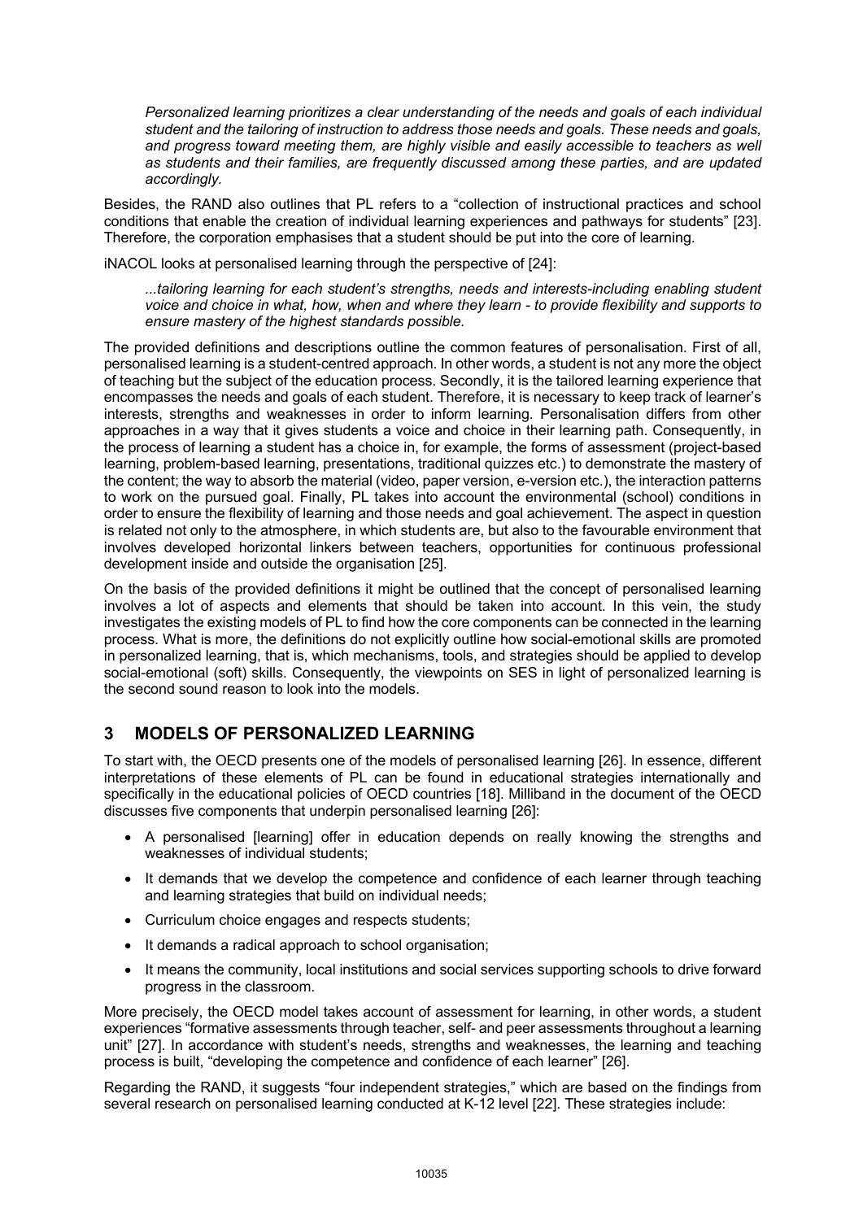*Personalized learning prioritizes a clear understanding of the needs and goals of each individual student and the tailoring of instruction to address those needs and goals. These needs and goals, and progress toward meeting them, are highly visible and easily accessible to teachers as well as students and their families, are frequently discussed among these parties, and are updated accordingly.*

Besides, the RAND also outlines that PL refers to a "collection of instructional practices and school conditions that enable the creation of individual learning experiences and pathways for students" [23]. Therefore, the corporation emphasises that a student should be put into the core of learning.

iNACOL looks at personalised learning through the perspective of [24]:

*...tailoring learning for each student's strengths, needs and interests-including enabling student voice and choice in what, how, when and where they learn - to provide flexibility and supports to ensure mastery of the highest standards possible.*

The provided definitions and descriptions outline the common features of personalisation. First of all, personalised learning is a student-centred approach. In other words, a student is not any more the object of teaching but the subject of the education process. Secondly, it is the tailored learning experience that encompasses the needs and goals of each student. Therefore, it is necessary to keep track of learner's interests, strengths and weaknesses in order to inform learning. Personalisation differs from other approaches in a way that it gives students a voice and choice in their learning path. Consequently, in the process of learning a student has a choice in, for example, the forms of assessment (project-based learning, problem-based learning, presentations, traditional quizzes etc.) to demonstrate the mastery of the content; the way to absorb the material (video, paper version, e-version etc.), the interaction patterns to work on the pursued goal. Finally, PL takes into account the environmental (school) conditions in order to ensure the flexibility of learning and those needs and goal achievement. The aspect in question is related not only to the atmosphere, in which students are, but also to the favourable environment that involves developed horizontal linkers between teachers, opportunities for continuous professional development inside and outside the organisation [25].

On the basis of the provided definitions it might be outlined that the concept of personalised learning involves a lot of aspects and elements that should be taken into account. In this vein, the study investigates the existing models of PL to find how the core components can be connected in the learning process. What is more, the definitions do not explicitly outline how social-emotional skills are promoted in personalized learning, that is, which mechanisms, tools, and strategies should be applied to develop social-emotional (soft) skills. Consequently, the viewpoints on SES in light of personalized learning is the second sound reason to look into the models.

## 3 MODELS OF PERSONALIZED LEARNING

To start with, the OECD presents one of the models of personalised learning [26]. In essence, different interpretations of these elements of PL can be found in educational strategies internationally and specifically in the educational policies of OECD countries [18]. Milliband in the document of the OECD discusses five components that underpin personalised learning [26]:

- A personalised [learning] offer in education depends on really knowing the strengths and weaknesses of individual students;
- It demands that we develop the competence and confidence of each learner through teaching and learning strategies that build on individual needs;
- Curriculum choice engages and respects students;
- It demands a radical approach to school organisation;
- It means the community, local institutions and social services supporting schools to drive forward progress in the classroom.

More precisely, the OECD model takes account of assessment for learning, in other words, a student experiences "formative assessments through teacher, self- and peer assessments throughout a learning unit" [27]. In accordance with student's needs, strengths and weaknesses, the learning and teaching process is built, "developing the competence and confidence of each learner" [26].

Regarding the RAND, it suggests "four independent strategies," which are based on the findings from several research on personalised learning conducted at K-12 level [22]. These strategies include: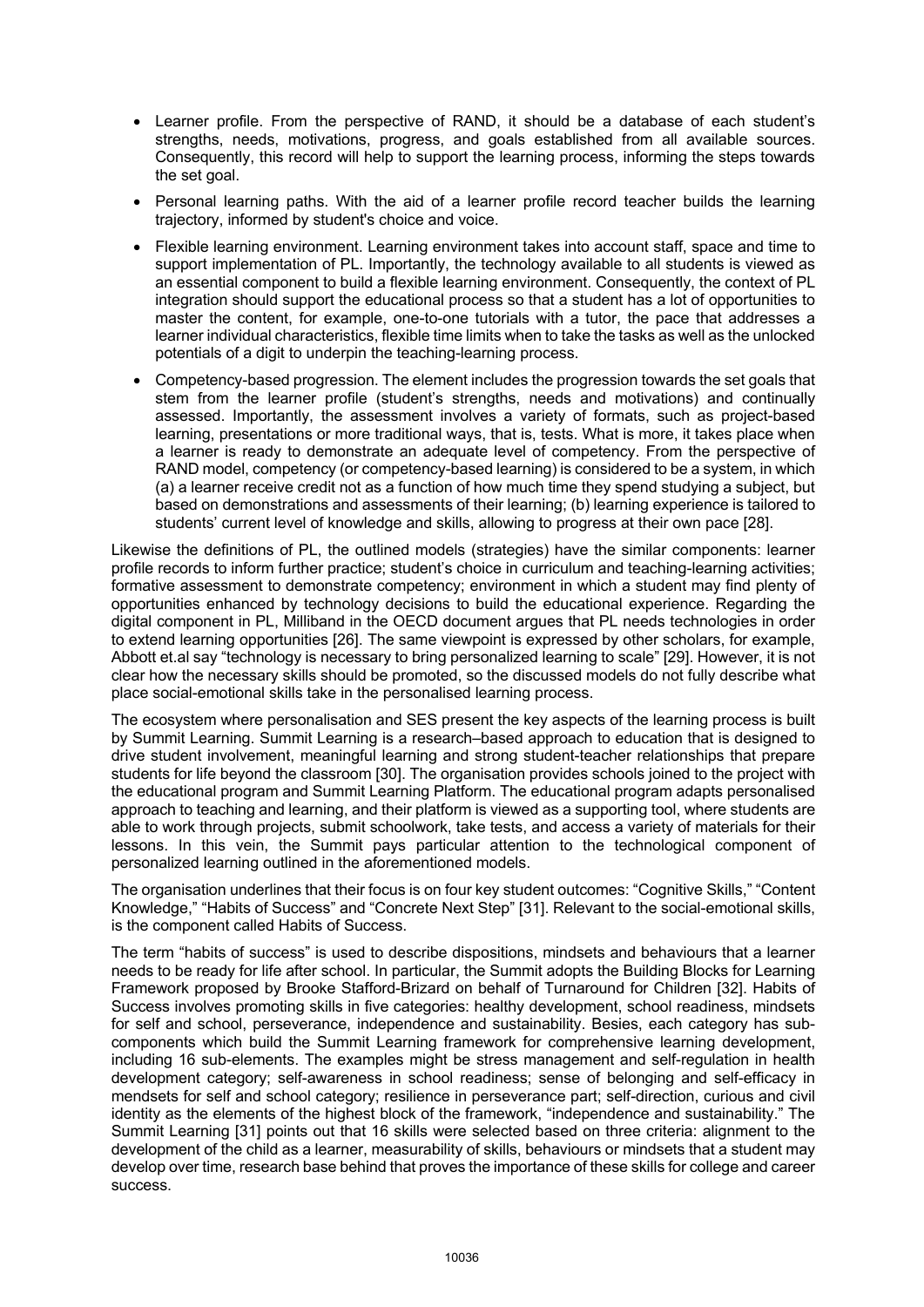- Learner profile. From the perspective of RAND, it should be a database of each student's strengths, needs, motivations, progress, and goals established from all available sources. Consequently, this record will help to support the learning process, informing the steps towards the set goal.
- Personal learning paths. With the aid of a learner profile record teacher builds the learning trajectory, informed by student's choice and voice.
- Flexible learning environment. Learning environment takes into account staff, space and time to support implementation of PL. Importantly, the technology available to all students is viewed as an essential component to build a flexible learning environment. Consequently, the context of PL integration should support the educational process so that a student has a lot of opportunities to master the content, for example, one-to-one tutorials with a tutor, the pace that addresses a learner individual characteristics, flexible time limits when to take the tasks as well as the unlocked potentials of a digit to underpin the teaching-learning process.
- Competency-based progression. The element includes the progression towards the set goals that stem from the learner profile (student's strengths, needs and motivations) and continually assessed. Importantly, the assessment involves a variety of formats, such as project-based learning, presentations or more traditional ways, that is, tests. What is more, it takes place when a learner is ready to demonstrate an adequate level of competency. From the perspective of RAND model, competency (or competency-based learning) is considered to be a system, in which (a) a learner receive credit not as a function of how much time they spend studying a subject, but based on demonstrations and assessments of their learning; (b) learning experience is tailored to students' current level of knowledge and skills, allowing to progress at their own pace [28].

Likewise the definitions of PL, the outlined models (strategies) have the similar components: learner profile records to inform further practice; student's choice in curriculum and teaching-learning activities; formative assessment to demonstrate competency; environment in which a student may find plenty of opportunities enhanced by technology decisions to build the educational experience. Regarding the digital component in PL, Milliband in the OECD document argues that PL needs technologies in order to extend learning opportunities [26]. The same viewpoint is expressed by other scholars, for example, Abbott et.al say "technology is necessary to bring personalized learning to scale" [29]. However, it is not clear how the necessary skills should be promoted, so the discussed models do not fully describe what place social-emotional skills take in the personalised learning process.

The ecosystem where personalisation and SES present the key aspects of the learning process is built by Summit Learning. Summit Learning is a research–based approach to education that is designed to drive student involvement, meaningful learning and strong student-teacher relationships that prepare students for life beyond the classroom [30]. The organisation provides schools joined to the project with the educational program and Summit Learning Platform. The educational program adapts personalised approach to teaching and learning, and their platform is viewed as a supporting tool, where students are able to work through projects, submit schoolwork, take tests, and access a variety of materials for their lessons. In this vein, the Summit pays particular attention to the technological component of personalized learning outlined in the aforementioned models.

The organisation underlines that their focus is on four key student outcomes: "Cognitive Skills," "Content Knowledge," "Habits of Success" and "Concrete Next Step" [31]. Relevant to the social-emotional skills, is the component called Habits of Success.

The term "habits of success" is used to describe dispositions, mindsets and behaviours that a learner needs to be ready for life after school. In particular, the Summit adopts the Building Blocks for Learning Framework proposed by Brooke Stafford-Brizard on behalf of Turnaround for Children [32]. Habits of Success involves promoting skills in five categories: healthy development, school readiness, mindsets for self and school, perseverance, independence and sustainability. Besies, each category has sub-components which build the Summit Learning framework for comprehensive learning development, including 16 sub-elements. The examples might be stress management and self-regulation in health development category; self-awareness in school readiness; sense of belonging and self-efficacy in mendsets for self and school category; resilience in perseverance part; self-direction, curious and civil identity as the elements of the highest block of the framework, "independence and sustainability." The Summit Learning [31] points out that 16 skills were selected based on three criteria: alignment to the development of the child as a learner, measurability of skills, behaviours or mindsets that a student may develop over time, research base behind that proves the importance of these skills for college and career success.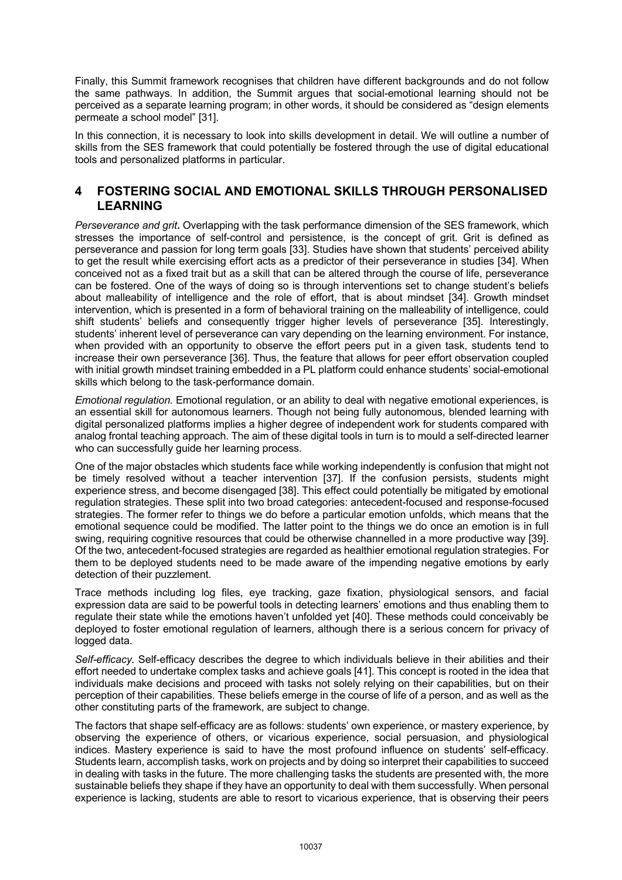Finally, this Summit framework recognises that children have different backgrounds and do not follow the same pathways. In addition, the Summit argues that social-emotional learning should not be perceived as a separate learning program; in other words, it should be considered as "design elements permeate a school model" [31].

In this connection, it is necessary to look into skills development in detail. We will outline a number of skills from the SES framework that could potentially be fostered through the use of digital educational tools and personalized platforms in particular.

## 4 FOSTERING SOCIAL AND EMOTIONAL SKILLS THROUGH PERSONALISED LEARNING

*Perseverance and grit***.** Overlapping with the task performance dimension of the SES framework, which stresses the importance of self-control and persistence, is the concept of grit. Grit is defined as perseverance and passion for long term goals [33]. Studies have shown that students' perceived ability to get the result while exercising effort acts as a predictor of their perseverance in studies [34]. When conceived not as a fixed trait but as a skill that can be altered through the course of life, perseverance can be fostered. One of the ways of doing so is through interventions set to change student's beliefs about malleability of intelligence and the role of effort, that is about mindset [34]. Growth mindset intervention, which is presented in a form of behavioral training on the malleability of intelligence, could shift students' beliefs and consequently trigger higher levels of perseverance [35]. Interestingly, students' inherent level of perseverance can vary depending on the learning environment. For instance, when provided with an opportunity to observe the effort peers put in a given task, students tend to increase their own perseverance [36]. Thus, the feature that allows for peer effort observation coupled with initial growth mindset training embedded in a PL platform could enhance students' social-emotional skills which belong to the task-performance domain.

*Emotional regulation.* Emotional regulation, or an ability to deal with negative emotional experiences, is an essential skill for autonomous learners. Though not being fully autonomous, blended learning with digital personalized platforms implies a higher degree of independent work for students compared with analog frontal teaching approach. The aim of these digital tools in turn is to mould a self-directed learner who can successfully guide her learning process.

One of the major obstacles which students face while working independently is confusion that might not be timely resolved without a teacher intervention [37]. If the confusion persists, students might experience stress, and become disengaged [38]. This effect could potentially be mitigated by emotional regulation strategies. These split into two broad categories: antecedent-focused and response-focused strategies. The former refer to things we do before a particular emotion unfolds, which means that the emotional sequence could be modified. The latter point to the things we do once an emotion is in full swing, requiring cognitive resources that could be otherwise channelled in a more productive way [39]. Of the two, antecedent-focused strategies are regarded as healthier emotional regulation strategies. For them to be deployed students need to be made aware of the impending negative emotions by early detection of their puzzlement.

Trace methods including log files, eye tracking, gaze fixation, physiological sensors, and facial expression data are said to be powerful tools in detecting learners' emotions and thus enabling them to regulate their state while the emotions haven't unfolded yet [40]. These methods could conceivably be deployed to foster emotional regulation of learners, although there is a serious concern for privacy of logged data.

*Self-efficacy.* Self-efficacy describes the degree to which individuals believe in their abilities and their effort needed to undertake complex tasks and achieve goals [41]. This concept is rooted in the idea that individuals make decisions and proceed with tasks not solely relying on their capabilities, but on their perception of their capabilities. These beliefs emerge in the course of life of a person, and as well as the other constituting parts of the framework, are subject to change.

The factors that shape self-efficacy are as follows: students' own experience, or mastery experience, by observing the experience of others, or vicarious experience, social persuasion, and physiological indices. Mastery experience is said to have the most profound influence on students' self-efficacy. Students learn, accomplish tasks, work on projects and by doing so interpret their capabilities to succeed in dealing with tasks in the future. The more challenging tasks the students are presented with, the more sustainable beliefs they shape if they have an opportunity to deal with them successfully. When personal experience is lacking, students are able to resort to vicarious experience, that is observing their peers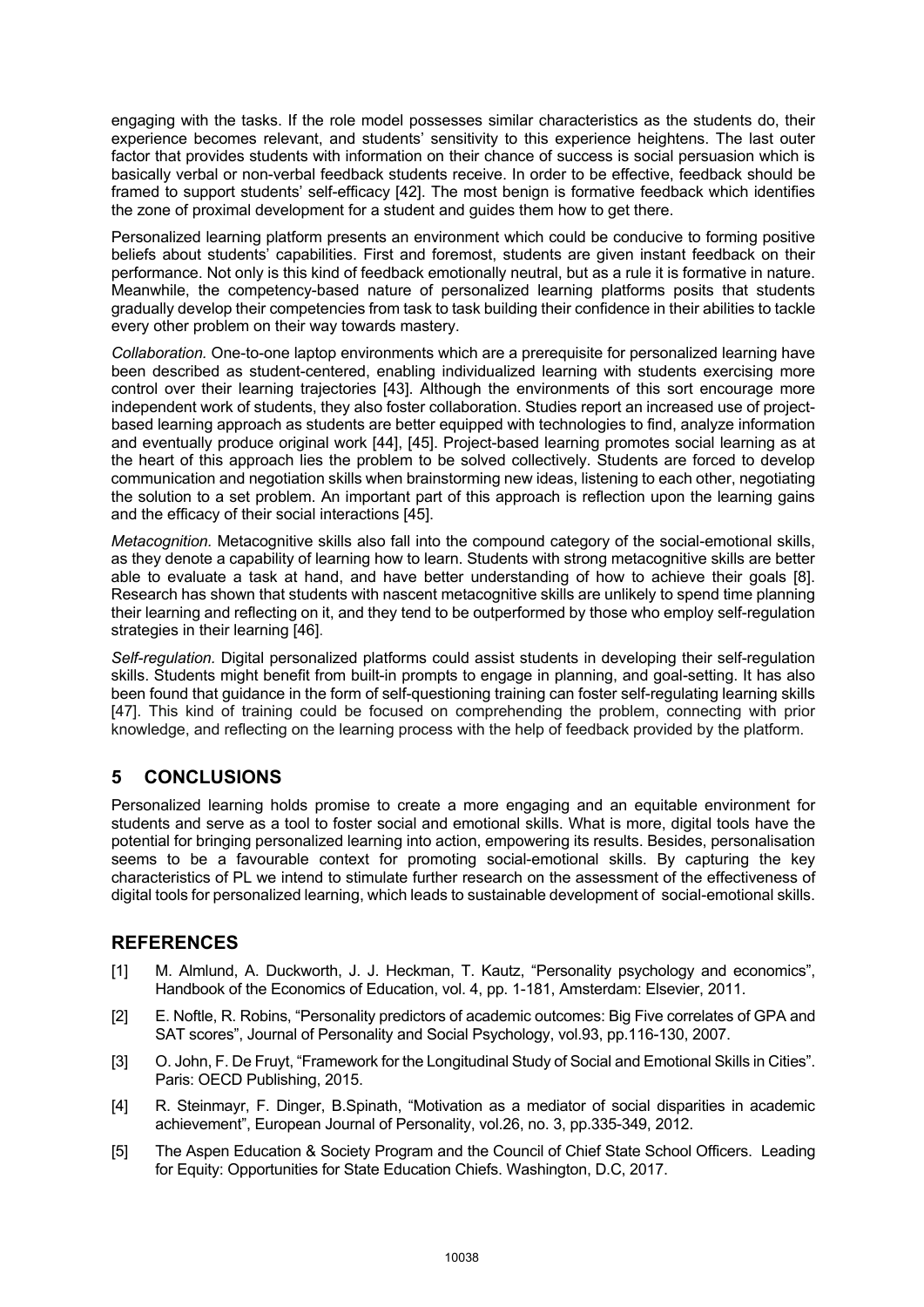engaging with the tasks. If the role model possesses similar characteristics as the students do, their experience becomes relevant, and students' sensitivity to this experience heightens. The last outer factor that provides students with information on their chance of success is social persuasion which is basically verbal or non-verbal feedback students receive. In order to be effective, feedback should be framed to support students' self-efficacy [42]. The most benign is formative feedback which identifies the zone of proximal development for a student and guides them how to get there.

Personalized learning platform presents an environment which could be conducive to forming positive beliefs about students' capabilities. First and foremost, students are given instant feedback on their performance. Not only is this kind of feedback emotionally neutral, but as a rule it is formative in nature. Meanwhile, the competency-based nature of personalized learning platforms posits that students gradually develop their competencies from task to task building their confidence in their abilities to tackle every other problem on their way towards mastery.

*Collaboration.* One-to-one laptop environments which are a prerequisite for personalized learning have been described as student-centered, enabling individualized learning with students exercising more control over their learning trajectories [43]. Although the environments of this sort encourage more independent work of students, they also foster collaboration. Studies report an increased use of project-based learning approach as students are better equipped with technologies to find, analyze information and eventually produce original work [44], [45]. Project-based learning promotes social learning as at the heart of this approach lies the problem to be solved collectively. Students are forced to develop communication and negotiation skills when brainstorming new ideas, listening to each other, negotiating the solution to a set problem. An important part of this approach is reflection upon the learning gains and the efficacy of their social interactions [45].

*Metacognition.* Metacognitive skills also fall into the compound category of the social-emotional skills, as they denote a capability of learning how to learn. Students with strong metacognitive skills are better able to evaluate a task at hand, and have better understanding of how to achieve their goals [8]. Research has shown that students with nascent metacognitive skills are unlikely to spend time planning their learning and reflecting on it, and they tend to be outperformed by those who employ self-regulation strategies in their learning [46].

*Self-regulation.* Digital personalized platforms could assist students in developing their self-regulation skills. Students might benefit from built-in prompts to engage in planning, and goal-setting. It has also been found that guidance in the form of self-questioning training can foster self-regulating learning skills [47]. This kind of training could be focused on comprehending the problem, connecting with prior knowledge, and reflecting on the learning process with the help of feedback provided by the platform.

## 5 CONCLUSIONS

Personalized learning holds promise to create a more engaging and an equitable environment for students and serve as a tool to foster social and emotional skills. What is more, digital tools have the potential for bringing personalized learning into action, empowering its results. Besides, personalisation seems to be a favourable context for promoting social-emotional skills. By capturing the key characteristics of PL we intend to stimulate further research on the assessment of the effectiveness of digital tools for personalized learning, which leads to sustainable development of social-emotional skills.

## REFERENCES

[1] M. Almlund, A. Duckworth, J. J. Heckman, T. Kautz, "Personality psychology and economics", Handbook of the Economics of Education, vol. 4, pp. 1-181, Amsterdam: Elsevier, 2011.

[2] E. Noftle, R. Robins, "Personality predictors of academic outcomes: Big Five correlates of GPA and SAT scores", Journal of Personality and Social Psychology, vol.93, pp.116-130, 2007.

[3] O. John, F. De Fruyt, "Framework for the Longitudinal Study of Social and Emotional Skills in Cities". Paris: OECD Publishing, 2015.

[4] R. Steinmayr, F. Dinger, B.Spinath, "Motivation as a mediator of social disparities in academic achievement", European Journal of Personality, vol.26, no. 3, pp.335-349, 2012.

[5] The Aspen Education & Society Program and the Council of Chief State School Officers. Leading for Equity: Opportunities for State Education Chiefs. Washington, D.C, 2017.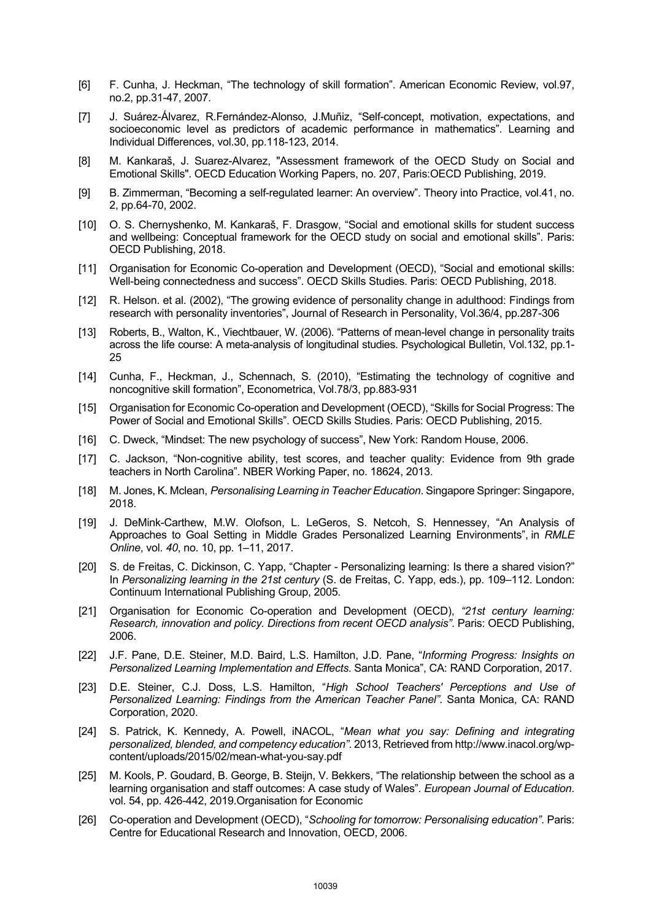[6] F. Cunha, J. Heckman, “The technology of skill formation”. American Economic Review, vol.97, no.2, pp.31-47, 2007.

[7] J. Suárez-Álvarez, R.Fernández-Alonso, J.Muñiz, “Self-concept, motivation, expectations, and socioeconomic level as predictors of academic performance in mathematics”. Learning and Individual Differences, vol.30, pp.118-123, 2014.

[8] M. Kankaraš, J. Suarez-Alvarez, "Assessment framework of the OECD Study on Social and Emotional Skills". OECD Education Working Papers, no. 207, Paris:OECD Publishing, 2019.

[9] B. Zimmerman, “Becoming a self-regulated learner: An overview”. Theory into Practice, vol.41, no. 2, pp.64-70, 2002.

[10] O. S. Chernyshenko, M. Kankaraš, F. Drasgow, “Social and emotional skills for student success and wellbeing: Conceptual framework for the OECD study on social and emotional skills”. Paris: OECD Publishing, 2018.

[11] Organisation for Economic Co-operation and Development (OECD), “Social and emotional skills: Well-being connectedness and success”. OECD Skills Studies. Paris: OECD Publishing, 2018.

[12] R. Helson. et al. (2002), “The growing evidence of personality change in adulthood: Findings from research with personality inventories”, Journal of Research in Personality, Vol.36/4, pp.287-306

[13] Roberts, B., Walton, K., Viechtbauer, W. (2006). “Patterns of mean-level change in personality traits across the life course: A meta-analysis of longitudinal studies. Psychological Bulletin, Vol.132, pp.1-25

[14] Cunha, F., Heckman, J., Schennach, S. (2010), “Estimating the technology of cognitive and noncognitive skill formation”, Econometrica, Vol.78/3, pp.883-931

[15] Organisation for Economic Co-operation and Development (OECD), “Skills for Social Progress: The Power of Social and Emotional Skills”. OECD Skills Studies. Paris: OECD Publishing, 2015.

[16] C. Dweck, “Mindset: The new psychology of success”, New York: Random House, 2006.

[17] C. Jackson, “Non-cognitive ability, test scores, and teacher quality: Evidence from 9th grade teachers in North Carolina”. NBER Working Paper, no. 18624, 2013.

[18] M. Jones, K. Mclean, *Personalising Learning in Teacher Education*. Singapore Springer: Singapore, 2018.

[19] J. DeMink-Carthew, M.W. Olofson, L. LeGeros, S. Netcoh, S. Hennessey, “An Analysis of Approaches to Goal Setting in Middle Grades Personalized Learning Environments”, in *RMLE Online*, vol. *40*, no. 10, pp. 1–11, 2017.

[20] S. de Freitas, C. Dickinson, C. Yapp, “Chapter - Personalizing learning: Is there a shared vision?” In *Personalizing learning in the 21st century* (S. de Freitas, C. Yapp, eds.), pp. 109–112. London: Continuum International Publishing Group, 2005.

[21] Organisation for Economic Co-operation and Development (OECD), *“21st century learning: Research, innovation and policy. Directions from recent OECD analysis”*. Paris: OECD Publishing, 2006.

[22] J.F. Pane, D.E. Steiner, M.D. Baird, L.S. Hamilton, J.D. Pane, “*Informing Progress: Insights on Personalized Learning Implementation and Effects.* Santa Monica”, CA: RAND Corporation, 2017.

[23] D.E. Steiner, C.J. Doss, L.S. Hamilton, “*High School Teachers' Perceptions and Use of Personalized Learning: Findings from the American Teacher Panel”*. Santa Monica, CA: RAND Corporation, 2020.

[24] S. Patrick, K. Kennedy, A. Powell, iNACOL, “*Mean what you say: Defining and integrating personalized, blended, and competency education”*. 2013, Retrieved from http://www.inacol.org/wp-content/uploads/2015/02/mean-what-you-say.pdf

[25] M. Kools, P. Goudard, B. George, B. Steijn, V. Bekkers, “The relationship between the school as a learning organisation and staff outcomes: A case study of Wales”. *European Journal of Education*. vol. 54, pp. 426-442, 2019.Organisation for Economic

[26] Co-operation and Development (OECD), “*Schooling for tomorrow: Personalising education”*. Paris: Centre for Educational Research and Innovation, OECD, 2006.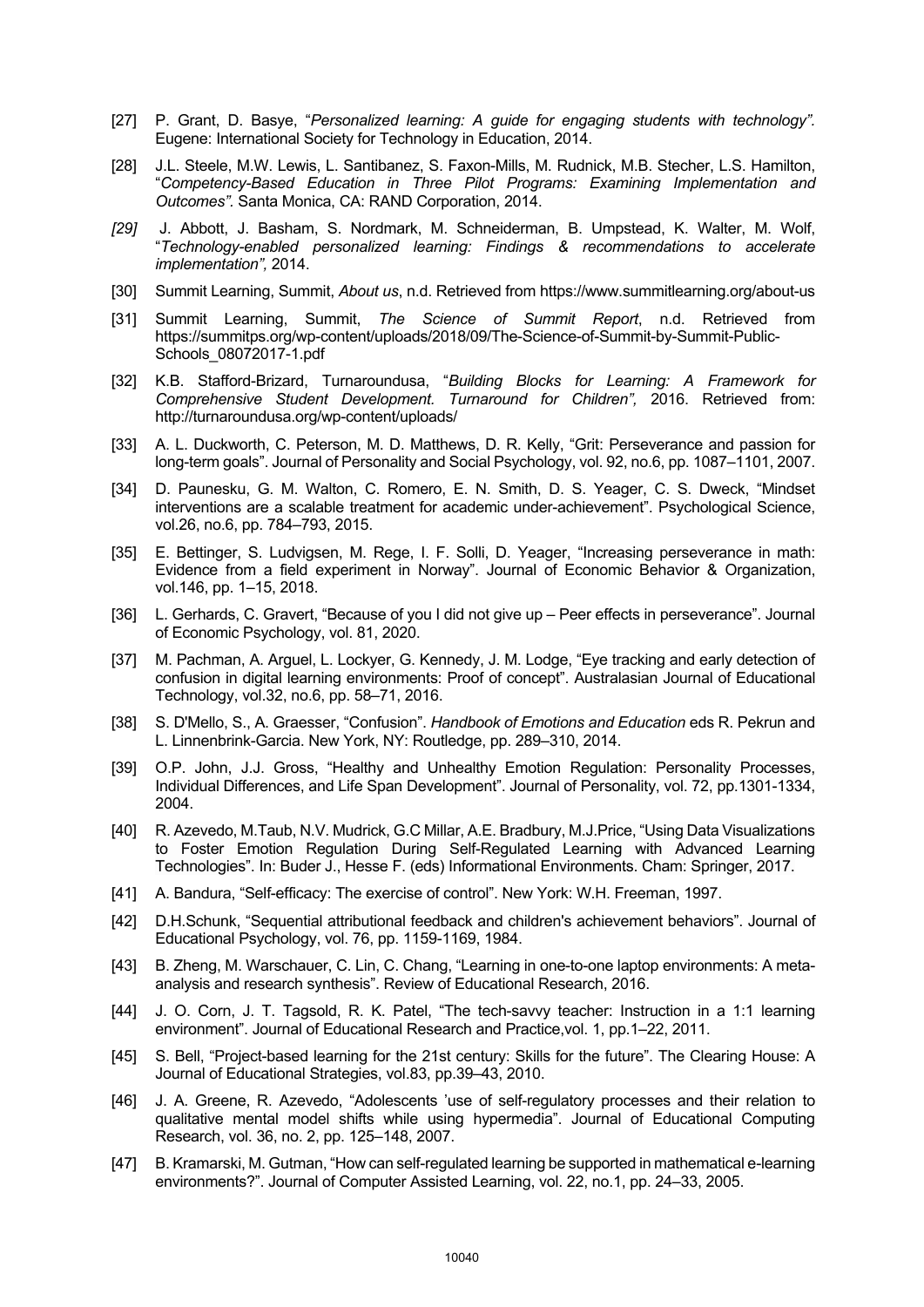[27] P. Grant, D. Basye, "*Personalized learning: A guide for engaging students with technology".* Eugene: International Society for Technology in Education, 2014.

[28] J.L. Steele, M.W. Lewis, L. Santibanez, S. Faxon-Mills, M. Rudnick, M.B. Stecher, L.S. Hamilton, "*Competency-Based Education in Three Pilot Programs: Examining Implementation and Outcomes"*. Santa Monica, CA: RAND Corporation, 2014.

*[29]* J. Abbott, J. Basham, S. Nordmark, M. Schneiderman, B. Umpstead, K. Walter, M. Wolf, "*Technology-enabled personalized learning: Findings & recommendations to accelerate implementation",* 2014.

[30] Summit Learning, Summit, *About us*, n.d. Retrieved from https://www.summitlearning.org/about-us

[31] Summit Learning, Summit, *The Science of Summit Report*, n.d. Retrieved from https://summitps.org/wp-content/uploads/2018/09/The-Science-of-Summit-by-Summit-Public-Schools_08072017-1.pdf

[32] K.B. Stafford-Brizard, Turnaroundusa, "*Building Blocks for Learning: A Framework for Comprehensive Student Development. Turnaround for Children",* 2016. Retrieved from: http://turnaroundusa.org/wp-content/uploads/

[33] A. L. Duckworth, C. Peterson, M. D. Matthews, D. R. Kelly, "Grit: Perseverance and passion for long-term goals". Journal of Personality and Social Psychology, vol. 92, no.6, pp. 1087–1101, 2007.

[34] D. Paunesku, G. M. Walton, C. Romero, E. N. Smith, D. S. Yeager, C. S. Dweck, "Mindset interventions are a scalable treatment for academic under-achievement". Psychological Science, vol.26, no.6, pp. 784–793, 2015.

[35] E. Bettinger, S. Ludvigsen, M. Rege, I. F. Solli, D. Yeager, "Increasing perseverance in math: Evidence from a field experiment in Norway". Journal of Economic Behavior & Organization, vol.146, pp. 1–15, 2018.

[36] L. Gerhards, C. Gravert, "Because of you I did not give up – Peer effects in perseverance". Journal of Economic Psychology, vol. 81, 2020.

[37] M. Pachman, A. Arguel, L. Lockyer, G. Kennedy, J. M. Lodge, "Eye tracking and early detection of confusion in digital learning environments: Proof of concept". Australasian Journal of Educational Technology, vol.32, no.6, pp. 58–71, 2016.

[38] S. D'Mello, S., A. Graesser, "Confusion". *Handbook of Emotions and Education* eds R. Pekrun and L. Linnenbrink-Garcia. New York, NY: Routledge, pp. 289–310, 2014.

[39] O.P. John, J.J. Gross, "Healthy and Unhealthy Emotion Regulation: Personality Processes, Individual Differences, and Life Span Development". Journal of Personality, vol. 72, pp.1301-1334, 2004.

[40] R. Azevedo, M.Taub, N.V. Mudrick, G.C Millar, A.E. Bradbury, M.J.Price, "Using Data Visualizations to Foster Emotion Regulation During Self-Regulated Learning with Advanced Learning Technologies". In: Buder J., Hesse F. (eds) Informational Environments. Cham: Springer, 2017.

[41] A. Bandura, "Self-efficacy: The exercise of control". New York: W.H. Freeman, 1997.

[42] D.H.Schunk, "Sequential attributional feedback and children's achievement behaviors". Journal of Educational Psychology, vol. 76, pp. 1159-1169, 1984.

[43] B. Zheng, M. Warschauer, C. Lin, C. Chang, "Learning in one-to-one laptop environments: A meta-analysis and research synthesis". Review of Educational Research, 2016.

[44] J. O. Corn, J. T. Tagsold, R. K. Patel, "The tech-savvy teacher: Instruction in a 1:1 learning environment". Journal of Educational Research and Practice,vol. 1, pp.1–22, 2011.

[45] S. Bell, "Project-based learning for the 21st century: Skills for the future". The Clearing House: A Journal of Educational Strategies, vol.83, pp.39–43, 2010.

[46] J. A. Greene, R. Azevedo, "Adolescents 'use of self-regulatory processes and their relation to qualitative mental model shifts while using hypermedia". Journal of Educational Computing Research, vol. 36, no. 2, pp. 125–148, 2007.

[47] B. Kramarski, M. Gutman, "How can self-regulated learning be supported in mathematical e-learning environments?". Journal of Computer Assisted Learning, vol. 22, no.1, pp. 24–33, 2005.